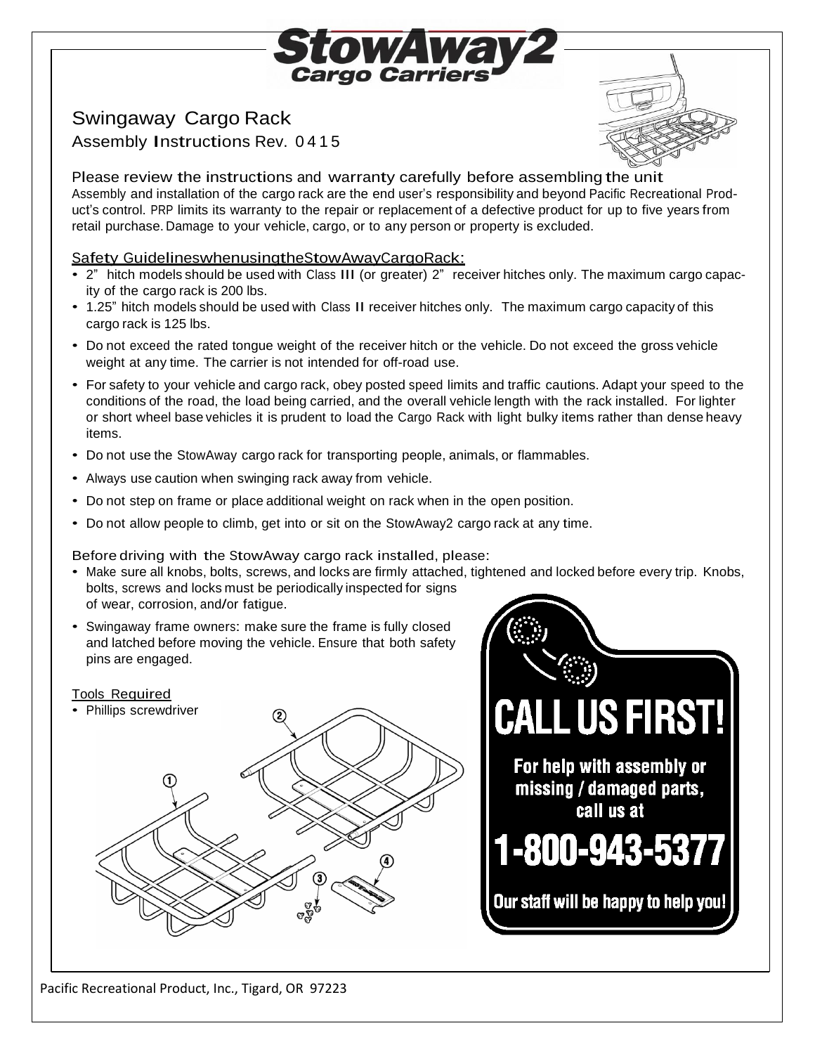# StowAway2 Cargo Carriers

## Swingaway Cargo Rack

Assembly Instructions Rev. 0415

### Please review the instructions and warranty carefully before assembling the unit

Assembly and installation of the cargo rack are the end user's responsibility and beyond Pacific Recreational Product's control. PRP limits its warranty to the repair or replacement of a defective product for up to five years from retail purchase. Damage to your vehicle, cargo, or to any person or property is excluded.

### Safety Guidelines when using the StowAway Cargo Rack:

- 2" hitch models should be used with Class III (or greater) 2" receiver hitches only. The maximum cargo capacity of the cargo rack is 200 lbs.
- 1.25" hitch models should be used with Class II receiver hitches only. The maximum cargo capacity of this cargo rack is 125 lbs.
- Do not exceed the rated tongue weight of the receiver hitch or the vehicle. Do not exceed the gross vehicle weight at any time. The carrier is not intended for off-road use.
- For safety to your vehicle and cargo rack, obey posted speed limits and traffic cautions. Adapt your speed to the conditions of the road, the load being carried, and the overall vehicle length with the rack installed. For lighter or short wheel base vehicles it is prudent to load the Cargo Rack with light bulky items rather than dense heavy items.
- Do not use the StowAway cargo rack for transporting people, animals, or flammables.
- Always use caution when swinging rack away from vehicle.
- Do not step on frame or place additional weight on rack when in the open position.
- Do not allow people to climb, get into or sit on the StowAway2 cargo rack at any time.

### Before driving with the StowAway cargo rack installed, please:

- Make sure all knobs, bolts, screws, and locks are firmly attached, tightened and locked before every trip. Knobs, bolts, screws and locks must be periodically inspected for signs of wear, corrosion, and/or fatigue.
- Swingaway frame owners: make sure the frame is fully closed and latched before moving the vehicle. Ensure that both safety pins are engaged.

### Tools Required

- Phillips screwdriver

1 2 3 4

**CALL US FIRST!**

**For help with assembly or missing / damaged parts, call us at**

**1-800-943-5377**

**Our staff will be happy to help you!**

Pacific Recreational Product, Inc., Tigard, OR 97223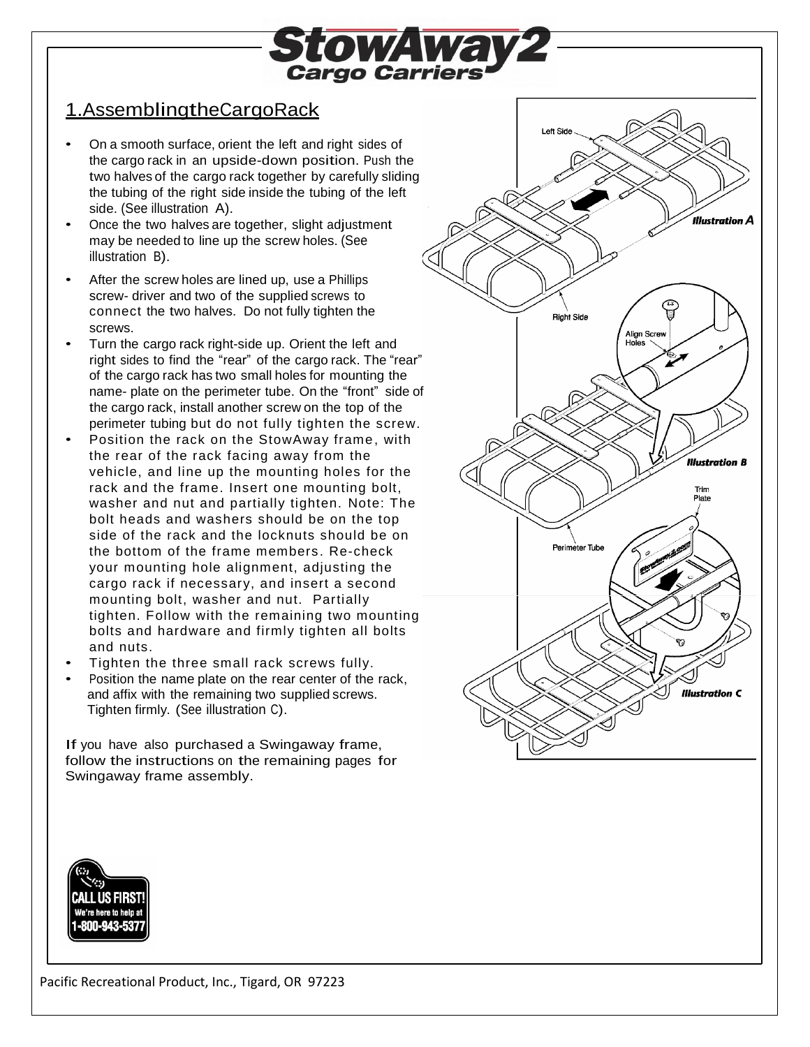# StowAway2 Cargo Carriers

## 1. Assembling the Cargo Rack

- On a smooth surface, orient the left and right sides of the cargo rack in an upside-down position. Push the two halves of the cargo rack together by carefully sliding the tubing of the right side inside the tubing of the left side. (See illustration A).
- Once the two halves are together, slight adjustment may be needed to line up the screw holes. (See illustration B).
- After the screw holes are lined up, use a Phillips screw- driver and two of the supplied screws to connect the two halves. Do not fully tighten the screws.
- Turn the cargo rack right-side up. Orient the left and right sides to find the "rear" of the cargo rack. The "rear" of the cargo rack has two small holes for mounting the name- plate on the perimeter tube. On the "front" side of the cargo rack, install another screw on the top of the perimeter tubing but do not fully tighten the screw.
- Position the rack on the StowAway frame, with the rear of the rack facing away from the vehicle, and line up the mounting holes for the rack and the frame. Insert one mounting bolt, washer and nut and partially tighten. Note: The bolt heads and washers should be on the top side of the rack and the locknuts should be on the bottom of the frame members. Re-check your mounting hole alignment, adjusting the cargo rack if necessary, and insert a second mounting bolt, washer and nut. Partially tighten. Follow with the remaining two mounting bolts and hardware and firmly tighten all bolts and nuts.
- Tighten the three small rack screws fully.
- Position the name plate on the rear center of the rack, and affix with the remaining two supplied screws. Tighten firmly. (See illustration C).

If you have also purchased a Swingaway frame, follow the instructions on the remaining pages for Swingaway frame assembly.

Left Side

Right Side

Illustration A

Align Screw Holes

Illustration B

Trim Plate

Perimeter Tube

Illustration C

CALL US FIRST! We're here to help at 1-800-943-5377

Pacific Recreational Product, Inc., Tigard, OR 97223